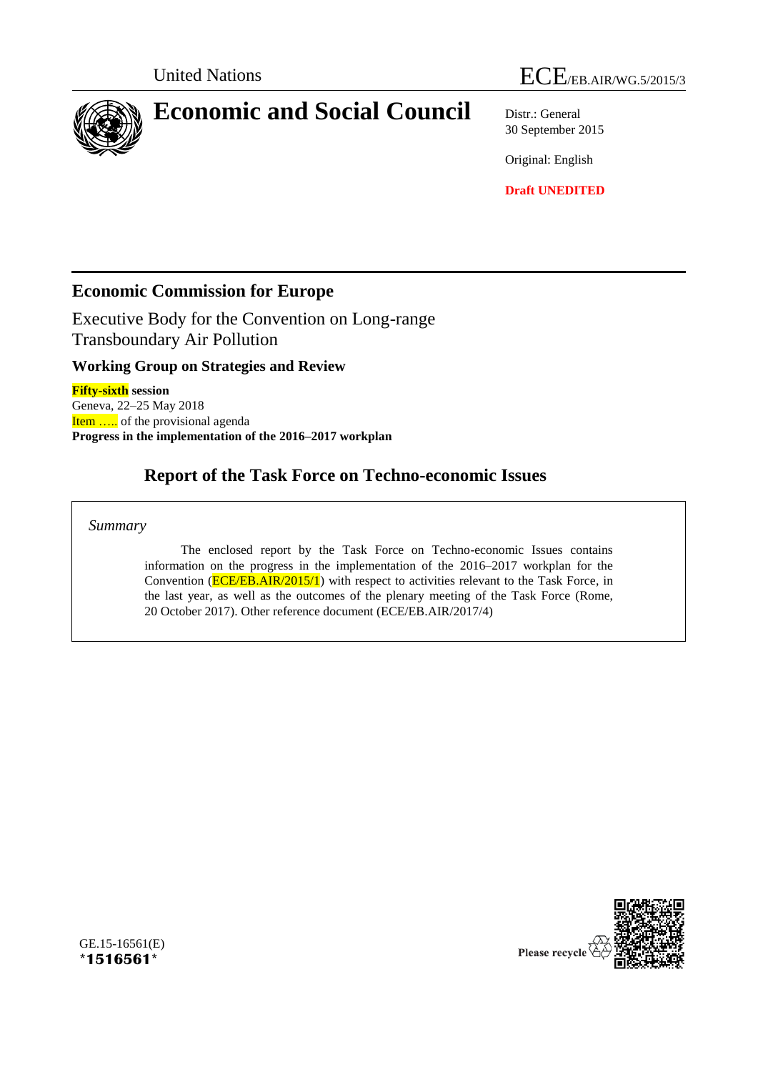United Nations ECE/EB.AIR/WG.5/2015/3

# Economic and Social Council

Distr.: General
30 September 2015

Original: English

**Draft UNEDITED**

## Economic Commission for Europe

Executive Body for the Convention on Long-range Transboundary Air Pollution

### Working Group on Strategies and Review

**Fifty-sixth session**
Geneva, 22–25 May 2018
Item ….. of the provisional agenda
**Progress in the implementation of the 2016–2017 workplan**

## Report of the Task Force on Techno-economic Issues

*Summary*

The enclosed report by the Task Force on Techno-economic Issues contains information on the progress in the implementation of the 2016–2017 workplan for the Convention (ECE/EB.AIR/2015/1) with respect to activities relevant to the Task Force, in the last year, as well as the outcomes of the plenary meeting of the Task Force (Rome, 20 October 2017). Other reference document (ECE/EB.AIR/2017/4)

GE.15-16561(E)
*1516561*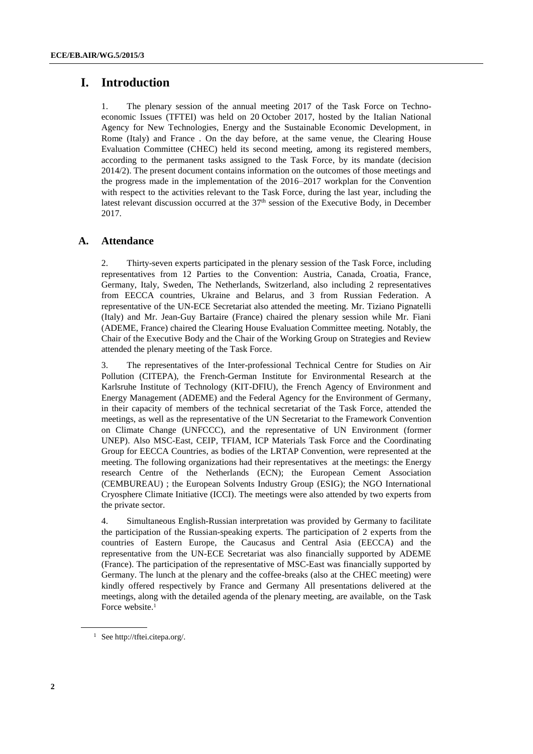# I. Introduction

1. The plenary session of the annual meeting 2017 of the Task Force on Techno-economic Issues (TFTEI) was held on 20 October 2017, hosted by the Italian National Agency for New Technologies, Energy and the Sustainable Economic Development, in Rome (Italy) and France . On the day before, at the same venue, the Clearing House Evaluation Committee (CHEC) held its second meeting, among its registered members, according to the permanent tasks assigned to the Task Force, by its mandate (decision 2014/2). The present document contains information on the outcomes of those meetings and the progress made in the implementation of the 2016–2017 workplan for the Convention with respect to the activities relevant to the Task Force, during the last year, including the latest relevant discussion occurred at the 37th session of the Executive Body, in December 2017.

## A. Attendance

2. Thirty-seven experts participated in the plenary session of the Task Force, including representatives from 12 Parties to the Convention: Austria, Canada, Croatia, France, Germany, Italy, Sweden, The Netherlands, Switzerland, also including 2 representatives from EECCA countries, Ukraine and Belarus, and 3 from Russian Federation. A representative of the UN-ECE Secretariat also attended the meeting. Mr. Tiziano Pignatelli (Italy) and Mr. Jean-Guy Bartaire (France) chaired the plenary session while Mr. Fiani (ADEME, France) chaired the Clearing House Evaluation Committee meeting. Notably, the Chair of the Executive Body and the Chair of the Working Group on Strategies and Review attended the plenary meeting of the Task Force.

3. The representatives of the Inter-professional Technical Centre for Studies on Air Pollution (CITEPA), the French-German Institute for Environmental Research at the Karlsruhe Institute of Technology (KIT-DFIU), the French Agency of Environment and Energy Management (ADEME) and the Federal Agency for the Environment of Germany, in their capacity of members of the technical secretariat of the Task Force, attended the meetings, as well as the representative of the UN Secretariat to the Framework Convention on Climate Change (UNFCCC), and the representative of UN Environment (former UNEP). Also MSC-East, CEIP, TFIAM, ICP Materials Task Force and the Coordinating Group for EECCA Countries, as bodies of the LRTAP Convention, were represented at the meeting. The following organizations had their representatives at the meetings: the Energy research Centre of the Netherlands (ECN); the European Cement Association (CEMBUREAU) ; the European Solvents Industry Group (ESIG); the NGO International Cryosphere Climate Initiative (ICCI). The meetings were also attended by two experts from the private sector.

4. Simultaneous English-Russian interpretation was provided by Germany to facilitate the participation of the Russian-speaking experts. The participation of 2 experts from the countries of Eastern Europe, the Caucasus and Central Asia (EECCA) and the representative from the UN-ECE Secretariat was also financially supported by ADEME (France). The participation of the representative of MSC-East was financially supported by Germany. The lunch at the plenary and the coffee-breaks (also at the CHEC meeting) were kindly offered respectively by France and Germany All presentations delivered at the meetings, along with the detailed agenda of the plenary meeting, are available, on the Task Force website.[1]

[1] See http://tftei.citepa.org/.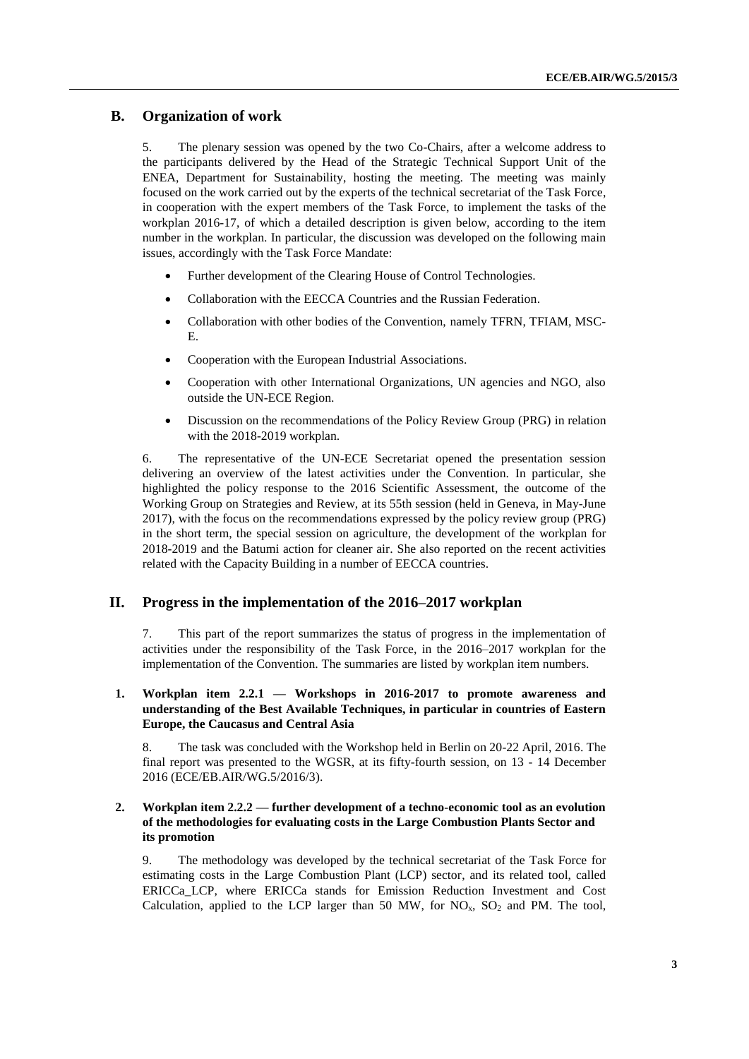## B. Organization of work

5. The plenary session was opened by the two Co-Chairs, after a welcome address to the participants delivered by the Head of the Strategic Technical Support Unit of the ENEA, Department for Sustainability, hosting the meeting. The meeting was mainly focused on the work carried out by the experts of the technical secretariat of the Task Force, in cooperation with the expert members of the Task Force, to implement the tasks of the workplan 2016-17, of which a detailed description is given below, according to the item number in the workplan. In particular, the discussion was developed on the following main issues, accordingly with the Task Force Mandate:

- Further development of the Clearing House of Control Technologies.
- Collaboration with the EECCA Countries and the Russian Federation.
- Collaboration with other bodies of the Convention, namely TFRN, TFIAM, MSC-E.
- Cooperation with the European Industrial Associations.
- Cooperation with other International Organizations, UN agencies and NGO, also outside the UN-ECE Region.
- Discussion on the recommendations of the Policy Review Group (PRG) in relation with the 2018-2019 workplan.

6. The representative of the UN-ECE Secretariat opened the presentation session delivering an overview of the latest activities under the Convention. In particular, she highlighted the policy response to the 2016 Scientific Assessment, the outcome of the Working Group on Strategies and Review, at its 55th session (held in Geneva, in May-June 2017), with the focus on the recommendations expressed by the policy review group (PRG) in the short term, the special session on agriculture, the development of the workplan for 2018-2019 and the Batumi action for cleaner air. She also reported on the recent activities related with the Capacity Building in a number of EECCA countries.

# II. Progress in the implementation of the 2016–2017 workplan

7. This part of the report summarizes the status of progress in the implementation of activities under the responsibility of the Task Force, in the 2016–2017 workplan for the implementation of the Convention. The summaries are listed by workplan item numbers.

### 1. Workplan item 2.2.1 — Workshops in 2016-2017 to promote awareness and understanding of the Best Available Techniques, in particular in countries of Eastern Europe, the Caucasus and Central Asia

8. The task was concluded with the Workshop held in Berlin on 20-22 April, 2016. The final report was presented to the WGSR, at its fifty-fourth session, on 13 - 14 December 2016 (ECE/EB.AIR/WG.5/2016/3).

### 2. Workplan item 2.2.2 — further development of a techno-economic tool as an evolution of the methodologies for evaluating costs in the Large Combustion Plants Sector and its promotion

9. The methodology was developed by the technical secretariat of the Task Force for estimating costs in the Large Combustion Plant (LCP) sector, and its related tool, called ERICCa_LCP, where ERICCa stands for Emission Reduction Investment and Cost Calculation, applied to the LCP larger than 50 MW, for $NO_x$, $SO_2$ and PM. The tool,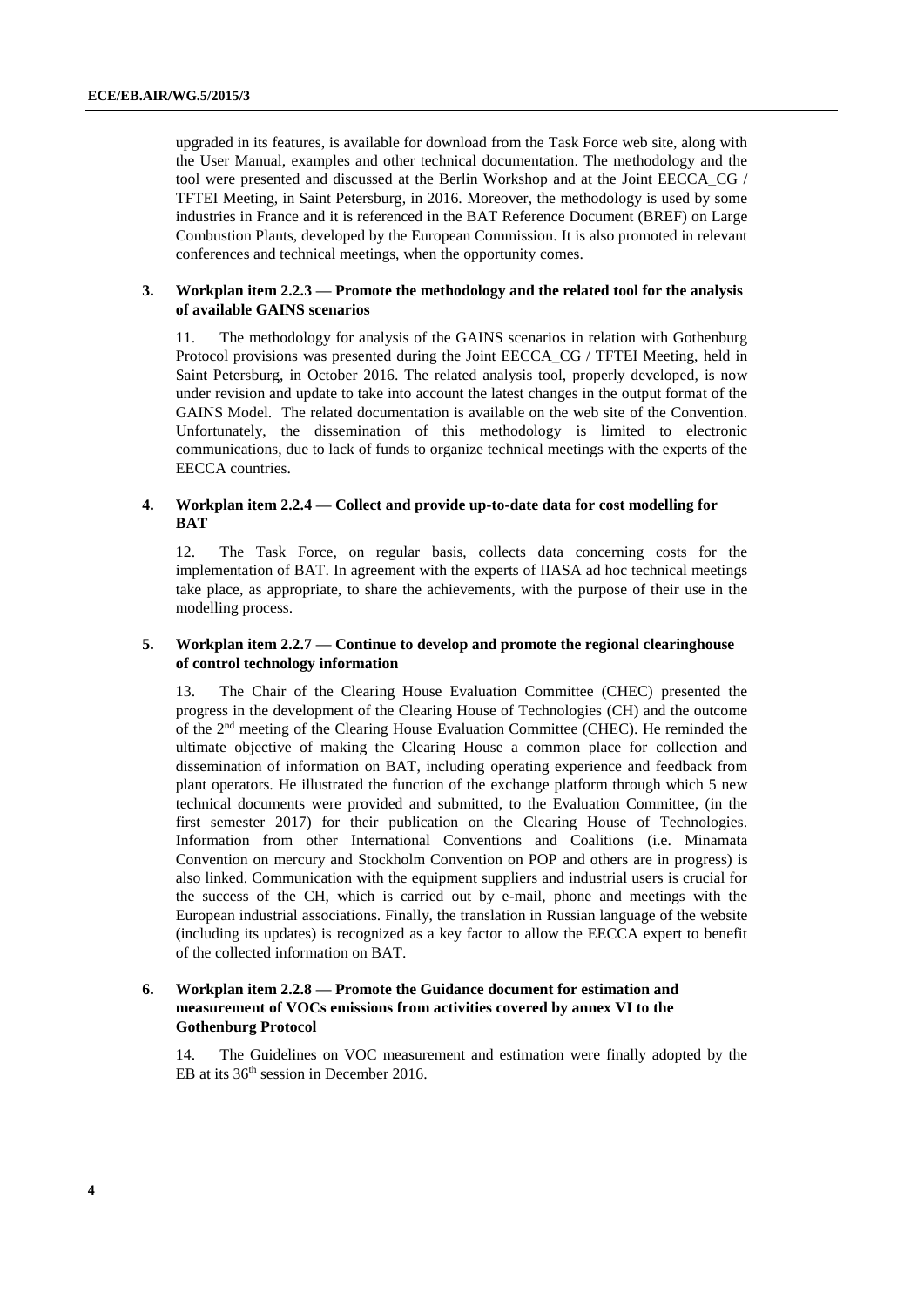upgraded in its features, is available for download from the Task Force web site, along with the User Manual, examples and other technical documentation. The methodology and the tool were presented and discussed at the Berlin Workshop and at the Joint EECCA_CG / TFTEI Meeting, in Saint Petersburg, in 2016. Moreover, the methodology is used by some industries in France and it is referenced in the BAT Reference Document (BREF) on Large Combustion Plants, developed by the European Commission. It is also promoted in relevant conferences and technical meetings, when the opportunity comes.

### 3. Workplan item 2.2.3 — Promote the methodology and the related tool for the analysis of available GAINS scenarios

11. The methodology for analysis of the GAINS scenarios in relation with Gothenburg Protocol provisions was presented during the Joint EECCA_CG / TFTEI Meeting, held in Saint Petersburg, in October 2016. The related analysis tool, properly developed, is now under revision and update to take into account the latest changes in the output format of the GAINS Model. The related documentation is available on the web site of the Convention. Unfortunately, the dissemination of this methodology is limited to electronic communications, due to lack of funds to organize technical meetings with the experts of the EECCA countries.

### 4. Workplan item 2.2.4 — Collect and provide up-to-date data for cost modelling for BAT

12. The Task Force, on regular basis, collects data concerning costs for the implementation of BAT. In agreement with the experts of IIASA ad hoc technical meetings take place, as appropriate, to share the achievements, with the purpose of their use in the modelling process.

### 5. Workplan item 2.2.7 — Continue to develop and promote the regional clearinghouse of control technology information

13. The Chair of the Clearing House Evaluation Committee (CHEC) presented the progress in the development of the Clearing House of Technologies (CH) and the outcome of the 2nd meeting of the Clearing House Evaluation Committee (CHEC). He reminded the ultimate objective of making the Clearing House a common place for collection and dissemination of information on BAT, including operating experience and feedback from plant operators. He illustrated the function of the exchange platform through which 5 new technical documents were provided and submitted, to the Evaluation Committee, (in the first semester 2017) for their publication on the Clearing House of Technologies. Information from other International Conventions and Coalitions (i.e. Minamata Convention on mercury and Stockholm Convention on POP and others are in progress) is also linked. Communication with the equipment suppliers and industrial users is crucial for the success of the CH, which is carried out by e-mail, phone and meetings with the European industrial associations. Finally, the translation in Russian language of the website (including its updates) is recognized as a key factor to allow the EECCA expert to benefit of the collected information on BAT.

### 6. Workplan item 2.2.8 — Promote the Guidance document for estimation and measurement of VOCs emissions from activities covered by annex VI to the Gothenburg Protocol

14. The Guidelines on VOC measurement and estimation were finally adopted by the EB at its 36th session in December 2016.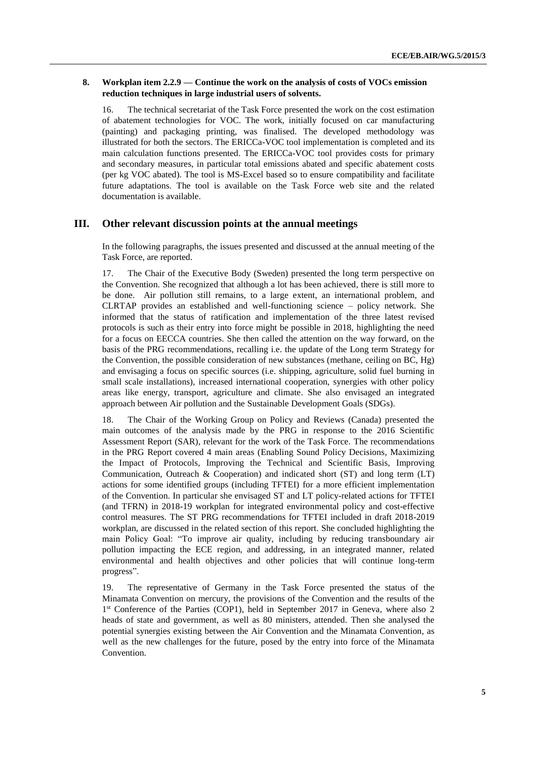## 8. Workplan item 2.2.9 — Continue the work on the analysis of costs of VOCs emission reduction techniques in large industrial users of solvents.

16. The technical secretariat of the Task Force presented the work on the cost estimation of abatement technologies for VOC. The work, initially focused on car manufacturing (painting) and packaging printing, was finalised. The developed methodology was illustrated for both the sectors. The ERICCa-VOC tool implementation is completed and its main calculation functions presented. The ERICCa-VOC tool provides costs for primary and secondary measures, in particular total emissions abated and specific abatement costs (per kg VOC abated). The tool is MS-Excel based so to ensure compatibility and facilitate future adaptations. The tool is available on the Task Force web site and the related documentation is available.

# III. Other relevant discussion points at the annual meetings

In the following paragraphs, the issues presented and discussed at the annual meeting of the Task Force, are reported.

17. The Chair of the Executive Body (Sweden) presented the long term perspective on the Convention. She recognized that although a lot has been achieved, there is still more to be done. Air pollution still remains, to a large extent, an international problem, and CLRTAP provides an established and well-functioning science – policy network. She informed that the status of ratification and implementation of the three latest revised protocols is such as their entry into force might be possible in 2018, highlighting the need for a focus on EECCA countries. She then called the attention on the way forward, on the basis of the PRG recommendations, recalling i.e. the update of the Long term Strategy for the Convention, the possible consideration of new substances (methane, ceiling on BC, Hg) and envisaging a focus on specific sources (i.e. shipping, agriculture, solid fuel burning in small scale installations), increased international cooperation, synergies with other policy areas like energy, transport, agriculture and climate. She also envisaged an integrated approach between Air pollution and the Sustainable Development Goals (SDGs).

18. The Chair of the Working Group on Policy and Reviews (Canada) presented the main outcomes of the analysis made by the PRG in response to the 2016 Scientific Assessment Report (SAR), relevant for the work of the Task Force. The recommendations in the PRG Report covered 4 main areas (Enabling Sound Policy Decisions, Maximizing the Impact of Protocols, Improving the Technical and Scientific Basis, Improving Communication, Outreach & Cooperation) and indicated short (ST) and long term (LT) actions for some identified groups (including TFTEI) for a more efficient implementation of the Convention. In particular she envisaged ST and LT policy-related actions for TFTEI (and TFRN) in 2018-19 workplan for integrated environmental policy and cost-effective control measures. The ST PRG recommendations for TFTEI included in draft 2018-2019 workplan, are discussed in the related section of this report. She concluded highlighting the main Policy Goal: "To improve air quality, including by reducing transboundary air pollution impacting the ECE region, and addressing, in an integrated manner, related environmental and health objectives and other policies that will continue long-term progress".

19. The representative of Germany in the Task Force presented the status of the Minamata Convention on mercury, the provisions of the Convention and the results of the 1st Conference of the Parties (COP1), held in September 2017 in Geneva, where also 2 heads of state and government, as well as 80 ministers, attended. Then she analysed the potential synergies existing between the Air Convention and the Minamata Convention, as well as the new challenges for the future, posed by the entry into force of the Minamata Convention.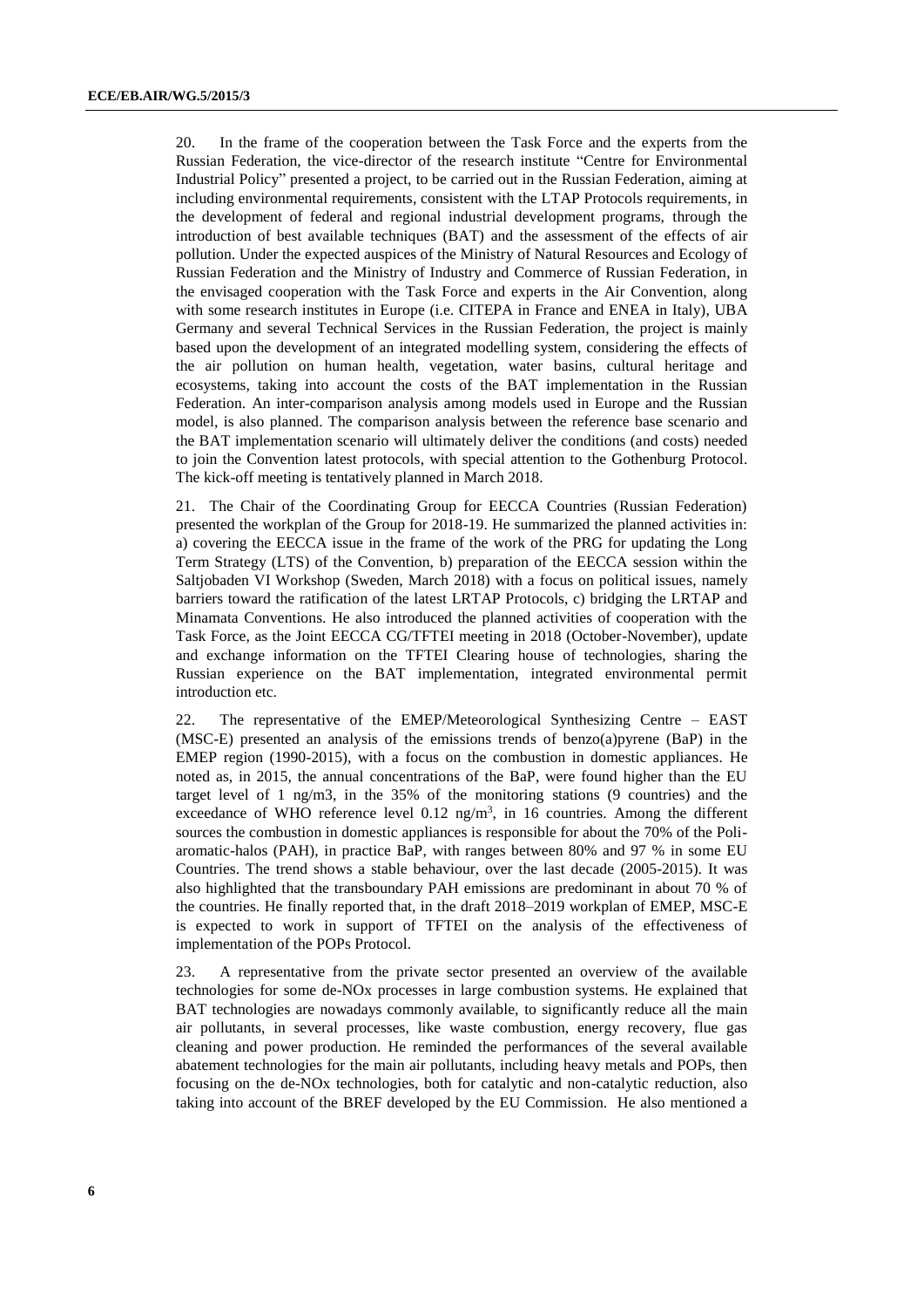20. In the frame of the cooperation between the Task Force and the experts from the Russian Federation, the vice-director of the research institute "Centre for Environmental Industrial Policy" presented a project, to be carried out in the Russian Federation, aiming at including environmental requirements, consistent with the LTAP Protocols requirements, in the development of federal and regional industrial development programs, through the introduction of best available techniques (BAT) and the assessment of the effects of air pollution. Under the expected auspices of the Ministry of Natural Resources and Ecology of Russian Federation and the Ministry of Industry and Commerce of Russian Federation, in the envisaged cooperation with the Task Force and experts in the Air Convention, along with some research institutes in Europe (i.e. CITEPA in France and ENEA in Italy), UBA Germany and several Technical Services in the Russian Federation, the project is mainly based upon the development of an integrated modelling system, considering the effects of the air pollution on human health, vegetation, water basins, cultural heritage and ecosystems, taking into account the costs of the BAT implementation in the Russian Federation. An inter-comparison analysis among models used in Europe and the Russian model, is also planned. The comparison analysis between the reference base scenario and the BAT implementation scenario will ultimately deliver the conditions (and costs) needed to join the Convention latest protocols, with special attention to the Gothenburg Protocol. The kick-off meeting is tentatively planned in March 2018.

21. The Chair of the Coordinating Group for EECCA Countries (Russian Federation) presented the workplan of the Group for 2018-19. He summarized the planned activities in: a) covering the EECCA issue in the frame of the work of the PRG for updating the Long Term Strategy (LTS) of the Convention, b) preparation of the EECCA session within the Saltjobaden VI Workshop (Sweden, March 2018) with a focus on political issues, namely barriers toward the ratification of the latest LRTAP Protocols, c) bridging the LRTAP and Minamata Conventions. He also introduced the planned activities of cooperation with the Task Force, as the Joint EECCA CG/TFTEI meeting in 2018 (October-November), update and exchange information on the TFTEI Clearing house of technologies, sharing the Russian experience on the BAT implementation, integrated environmental permit introduction etc.

22. The representative of the EMEP/Meteorological Synthesizing Centre – EAST (MSC-E) presented an analysis of the emissions trends of benzo(a)pyrene (BaP) in the EMEP region (1990-2015), with a focus on the combustion in domestic appliances. He noted as, in 2015, the annual concentrations of the BaP, were found higher than the EU target level of 1 ng/m3, in the 35% of the monitoring stations (9 countries) and the exceedance of WHO reference level 0.12 ng/m$^3$, in 16 countries. Among the different sources the combustion in domestic appliances is responsible for about the 70% of the Poli-aromatic-halos (PAH), in practice BaP, with ranges between 80% and 97 % in some EU Countries. The trend shows a stable behaviour, over the last decade (2005-2015). It was also highlighted that the transboundary PAH emissions are predominant in about 70 % of the countries. He finally reported that, in the draft 2018–2019 workplan of EMEP, MSC-E is expected to work in support of TFTEI on the analysis of the effectiveness of implementation of the POPs Protocol.

23. A representative from the private sector presented an overview of the available technologies for some de-NOx processes in large combustion systems. He explained that BAT technologies are nowadays commonly available, to significantly reduce all the main air pollutants, in several processes, like waste combustion, energy recovery, flue gas cleaning and power production. He reminded the performances of the several available abatement technologies for the main air pollutants, including heavy metals and POPs, then focusing on the de-NOx technologies, both for catalytic and non-catalytic reduction, also taking into account of the BREF developed by the EU Commission. He also mentioned a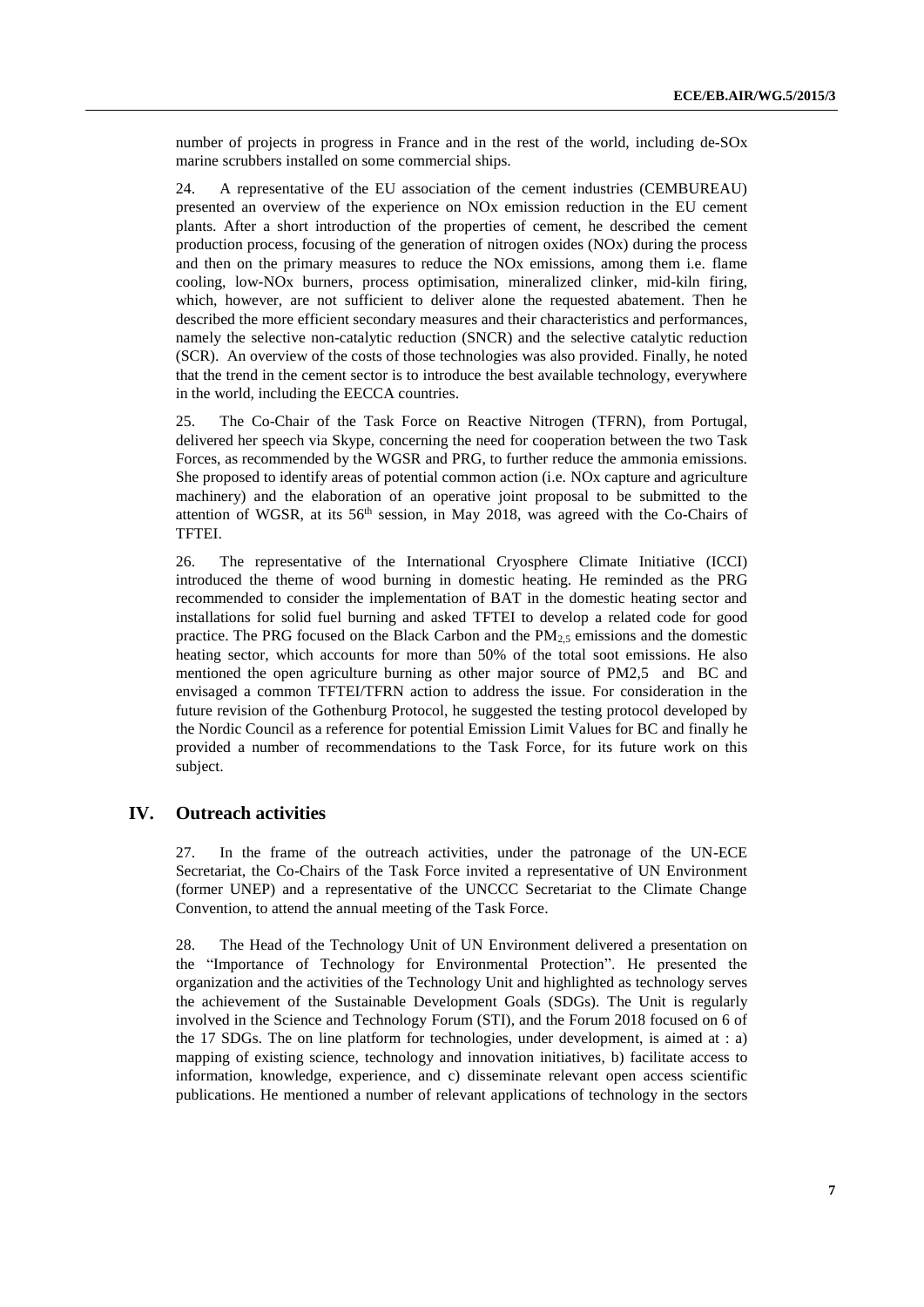number of projects in progress in France and in the rest of the world, including de-SOx marine scrubbers installed on some commercial ships.

24. A representative of the EU association of the cement industries (CEMBUREAU) presented an overview of the experience on NOx emission reduction in the EU cement plants. After a short introduction of the properties of cement, he described the cement production process, focusing of the generation of nitrogen oxides (NOx) during the process and then on the primary measures to reduce the NOx emissions, among them i.e. flame cooling, low-NOx burners, process optimisation, mineralized clinker, mid-kiln firing, which, however, are not sufficient to deliver alone the requested abatement. Then he described the more efficient secondary measures and their characteristics and performances, namely the selective non-catalytic reduction (SNCR) and the selective catalytic reduction (SCR). An overview of the costs of those technologies was also provided. Finally, he noted that the trend in the cement sector is to introduce the best available technology, everywhere in the world, including the EECCA countries.

25. The Co-Chair of the Task Force on Reactive Nitrogen (TFRN), from Portugal, delivered her speech via Skype, concerning the need for cooperation between the two Task Forces, as recommended by the WGSR and PRG, to further reduce the ammonia emissions. She proposed to identify areas of potential common action (i.e. NOx capture and agriculture machinery) and the elaboration of an operative joint proposal to be submitted to the attention of WGSR, at its 56th session, in May 2018, was agreed with the Co-Chairs of TFTEI.

26. The representative of the International Cryosphere Climate Initiative (ICCI) introduced the theme of wood burning in domestic heating. He reminded as the PRG recommended to consider the implementation of BAT in the domestic heating sector and installations for solid fuel burning and asked TFTEI to develop a related code for good practice. The PRG focused on the Black Carbon and the $PM_{2,5}$ emissions and the domestic heating sector, which accounts for more than 50% of the total soot emissions. He also mentioned the open agriculture burning as other major source of PM2,5 and BC and envisaged a common TFTEI/TFRN action to address the issue. For consideration in the future revision of the Gothenburg Protocol, he suggested the testing protocol developed by the Nordic Council as a reference for potential Emission Limit Values for BC and finally he provided a number of recommendations to the Task Force, for its future work on this subject.

## IV. Outreach activities

27. In the frame of the outreach activities, under the patronage of the UN-ECE Secretariat, the Co-Chairs of the Task Force invited a representative of UN Environment (former UNEP) and a representative of the UNCCC Secretariat to the Climate Change Convention, to attend the annual meeting of the Task Force.

28. The Head of the Technology Unit of UN Environment delivered a presentation on the "Importance of Technology for Environmental Protection". He presented the organization and the activities of the Technology Unit and highlighted as technology serves the achievement of the Sustainable Development Goals (SDGs). The Unit is regularly involved in the Science and Technology Forum (STI), and the Forum 2018 focused on 6 of the 17 SDGs. The on line platform for technologies, under development, is aimed at : a) mapping of existing science, technology and innovation initiatives, b) facilitate access to information, knowledge, experience, and c) disseminate relevant open access scientific publications. He mentioned a number of relevant applications of technology in the sectors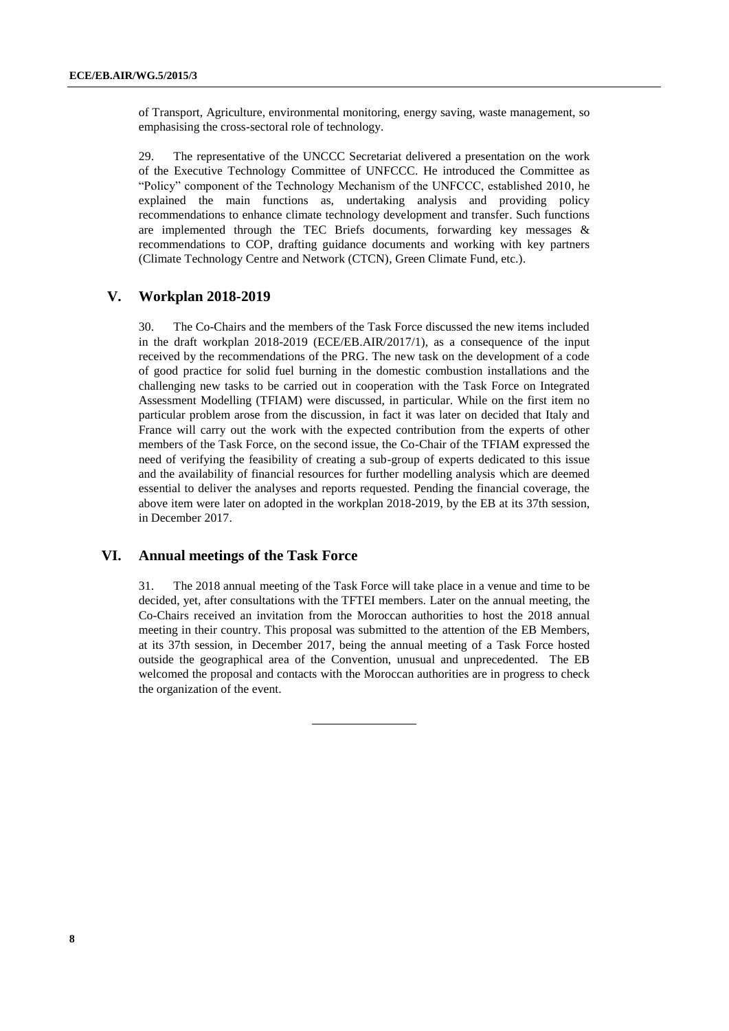of Transport, Agriculture, environmental monitoring, energy saving, waste management, so emphasising the cross-sectoral role of technology.

29. The representative of the UNCCC Secretariat delivered a presentation on the work of the Executive Technology Committee of UNFCCC. He introduced the Committee as "Policy" component of the Technology Mechanism of the UNFCCC, established 2010, he explained the main functions as, undertaking analysis and providing policy recommendations to enhance climate technology development and transfer. Such functions are implemented through the TEC Briefs documents, forwarding key messages & recommendations to COP, drafting guidance documents and working with key partners (Climate Technology Centre and Network (CTCN), Green Climate Fund, etc.).

## V. Workplan 2018-2019

30. The Co-Chairs and the members of the Task Force discussed the new items included in the draft workplan 2018-2019 (ECE/EB.AIR/2017/1), as a consequence of the input received by the recommendations of the PRG. The new task on the development of a code of good practice for solid fuel burning in the domestic combustion installations and the challenging new tasks to be carried out in cooperation with the Task Force on Integrated Assessment Modelling (TFIAM) were discussed, in particular. While on the first item no particular problem arose from the discussion, in fact it was later on decided that Italy and France will carry out the work with the expected contribution from the experts of other members of the Task Force, on the second issue, the Co-Chair of the TFIAM expressed the need of verifying the feasibility of creating a sub-group of experts dedicated to this issue and the availability of financial resources for further modelling analysis which are deemed essential to deliver the analyses and reports requested. Pending the financial coverage, the above item were later on adopted in the workplan 2018-2019, by the EB at its 37th session, in December 2017.

## VI. Annual meetings of the Task Force

31. The 2018 annual meeting of the Task Force will take place in a venue and time to be decided, yet, after consultations with the TFTEI members. Later on the annual meeting, the Co-Chairs received an invitation from the Moroccan authorities to host the 2018 annual meeting in their country. This proposal was submitted to the attention of the EB Members, at its 37th session, in December 2017, being the annual meeting of a Task Force hosted outside the geographical area of the Convention, unusual and unprecedented. The EB welcomed the proposal and contacts with the Moroccan authorities are in progress to check the organization of the event.